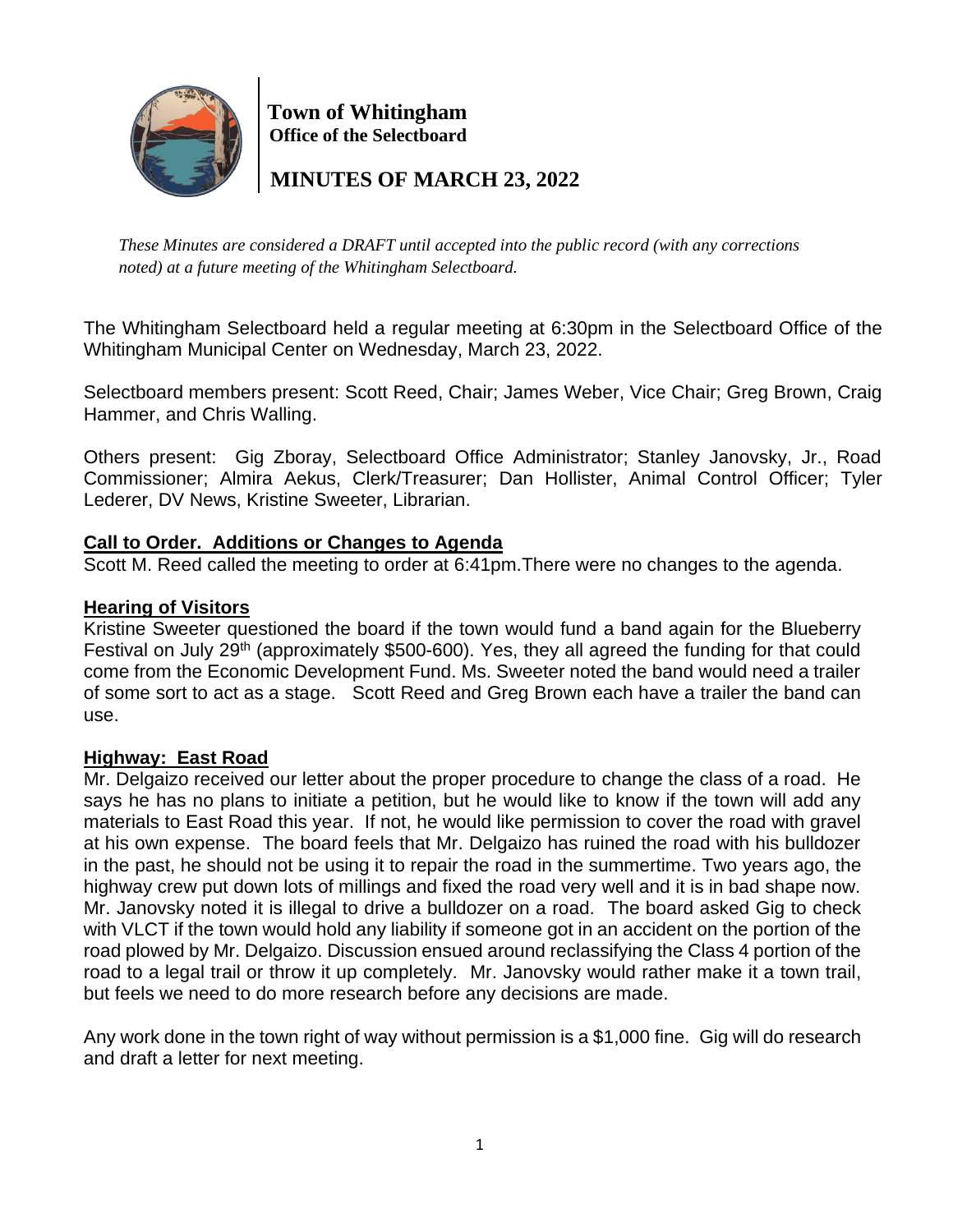# Town of Whitingham
## Office of the Selectboard

## MINUTES OF MARCH 23, 2022

*These Minutes are considered a DRAFT until accepted into the public record (with any corrections noted) at a future meeting of the Whitingham Selectboard.*

The Whitingham Selectboard held a regular meeting at 6:30pm in the Selectboard Office of the Whitingham Municipal Center on Wednesday, March 23, 2022.

Selectboard members present: Scott Reed, Chair; James Weber, Vice Chair; Greg Brown, Craig Hammer, and Chris Walling.

Others present: Gig Zboray, Selectboard Office Administrator; Stanley Janovsky, Jr., Road Commissioner; Almira Aekus, Clerk/Treasurer; Dan Hollister, Animal Control Officer; Tyler Lederer, DV News, Kristine Sweeter, Librarian.

### Call to Order. Additions or Changes to Agenda

Scott M. Reed called the meeting to order at 6:41pm.There were no changes to the agenda.

### Hearing of Visitors

Kristine Sweeter questioned the board if the town would fund a band again for the Blueberry Festival on July 29th (approximately $500-600). Yes, they all agreed the funding for that could come from the Economic Development Fund. Ms. Sweeter noted the band would need a trailer of some sort to act as a stage. Scott Reed and Greg Brown each have a trailer the band can use.

### Highway: East Road

Mr. Delgaizo received our letter about the proper procedure to change the class of a road. He says he has no plans to initiate a petition, but he would like to know if the town will add any materials to East Road this year. If not, he would like permission to cover the road with gravel at his own expense. The board feels that Mr. Delgaizo has ruined the road with his bulldozer in the past, he should not be using it to repair the road in the summertime. Two years ago, the highway crew put down lots of millings and fixed the road very well and it is in bad shape now. Mr. Janovsky noted it is illegal to drive a bulldozer on a road. The board asked Gig to check with VLCT if the town would hold any liability if someone got in an accident on the portion of the road plowed by Mr. Delgaizo. Discussion ensued around reclassifying the Class 4 portion of the road to a legal trail or throw it up completely. Mr. Janovsky would rather make it a town trail, but feels we need to do more research before any decisions are made.

Any work done in the town right of way without permission is a $1,000 fine. Gig will do research and draft a letter for next meeting.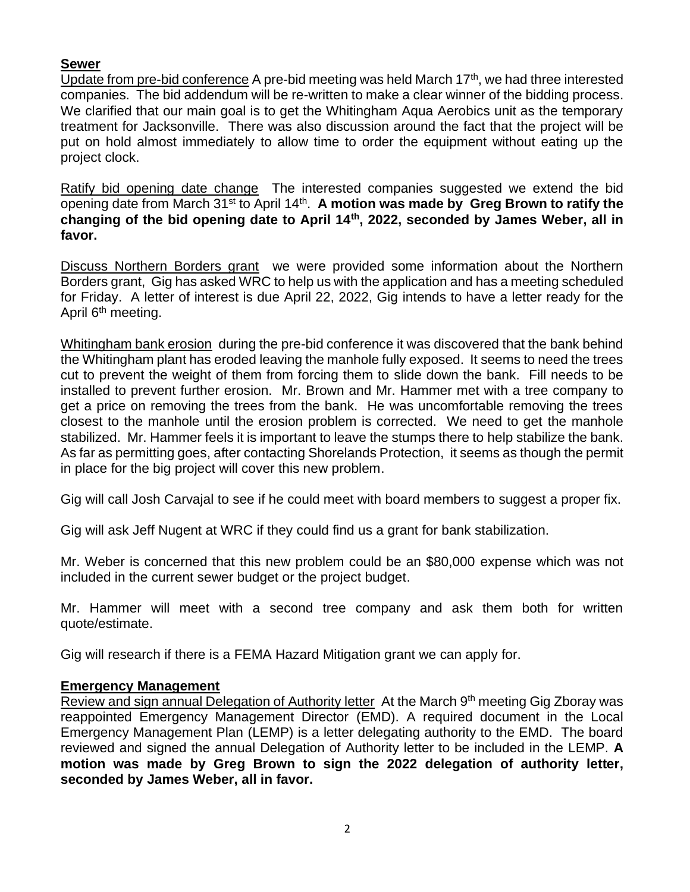**Sewer**

Update from pre-bid conference A pre-bid meeting was held March 17th, we had three interested companies. The bid addendum will be re-written to make a clear winner of the bidding process. We clarified that our main goal is to get the Whitingham Aqua Aerobics unit as the temporary treatment for Jacksonville. There was also discussion around the fact that the project will be put on hold almost immediately to allow time to order the equipment without eating up the project clock.

Ratify bid opening date change The interested companies suggested we extend the bid opening date from March 31st to April 14th. **A motion was made by Greg Brown to ratify the changing of the bid opening date to April 14th, 2022, seconded by James Weber, all in favor.**

Discuss Northern Borders grant we were provided some information about the Northern Borders grant, Gig has asked WRC to help us with the application and has a meeting scheduled for Friday. A letter of interest is due April 22, 2022, Gig intends to have a letter ready for the April 6th meeting.

Whitingham bank erosion during the pre-bid conference it was discovered that the bank behind the Whitingham plant has eroded leaving the manhole fully exposed. It seems to need the trees cut to prevent the weight of them from forcing them to slide down the bank. Fill needs to be installed to prevent further erosion. Mr. Brown and Mr. Hammer met with a tree company to get a price on removing the trees from the bank. He was uncomfortable removing the trees closest to the manhole until the erosion problem is corrected. We need to get the manhole stabilized. Mr. Hammer feels it is important to leave the stumps there to help stabilize the bank. As far as permitting goes, after contacting Shorelands Protection, it seems as though the permit in place for the big project will cover this new problem.

Gig will call Josh Carvajal to see if he could meet with board members to suggest a proper fix.

Gig will ask Jeff Nugent at WRC if they could find us a grant for bank stabilization.

Mr. Weber is concerned that this new problem could be an $80,000 expense which was not included in the current sewer budget or the project budget.

Mr. Hammer will meet with a second tree company and ask them both for written quote/estimate.

Gig will research if there is a FEMA Hazard Mitigation grant we can apply for.

**Emergency Management**

Review and sign annual Delegation of Authority letter At the March 9th meeting Gig Zboray was reappointed Emergency Management Director (EMD). A required document in the Local Emergency Management Plan (LEMP) is a letter delegating authority to the EMD. The board reviewed and signed the annual Delegation of Authority letter to be included in the LEMP. **A motion was made by Greg Brown to sign the 2022 delegation of authority letter, seconded by James Weber, all in favor.**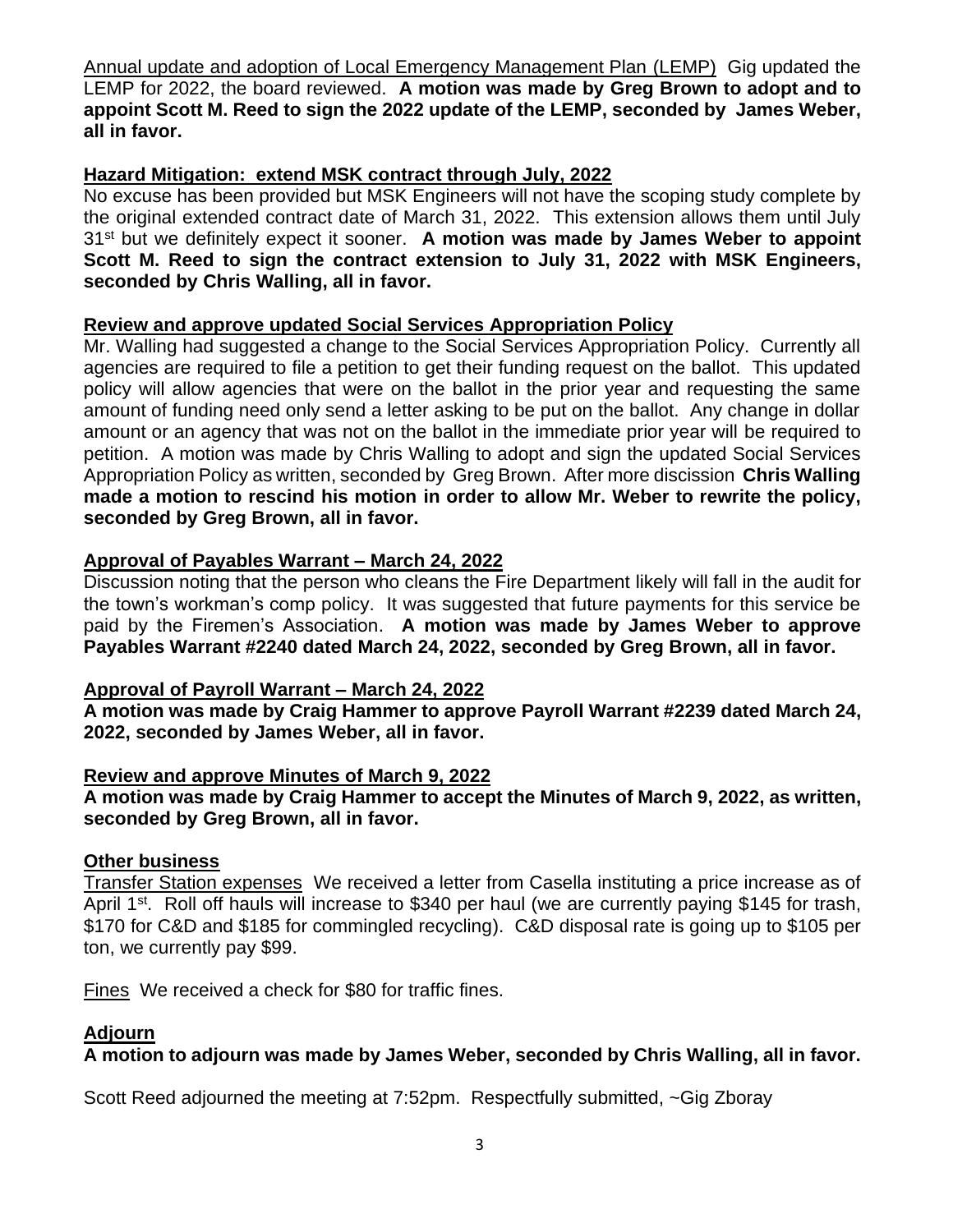Annual update and adoption of Local Emergency Management Plan (LEMP) Gig updated the LEMP for 2022, the board reviewed. **A motion was made by Greg Brown to adopt and to appoint Scott M. Reed to sign the 2022 update of the LEMP, seconded by James Weber, all in favor.**

## Hazard Mitigation: extend MSK contract through July, 2022

No excuse has been provided but MSK Engineers will not have the scoping study complete by the original extended contract date of March 31, 2022. This extension allows them until July 31st but we definitely expect it sooner. **A motion was made by James Weber to appoint Scott M. Reed to sign the contract extension to July 31, 2022 with MSK Engineers, seconded by Chris Walling, all in favor.**

## Review and approve updated Social Services Appropriation Policy

Mr. Walling had suggested a change to the Social Services Appropriation Policy. Currently all agencies are required to file a petition to get their funding request on the ballot. This updated policy will allow agencies that were on the ballot in the prior year and requesting the same amount of funding need only send a letter asking to be put on the ballot. Any change in dollar amount or an agency that was not on the ballot in the immediate prior year will be required to petition. A motion was made by Chris Walling to adopt and sign the updated Social Services Appropriation Policy as written, seconded by Greg Brown. After more discission **Chris Walling made a motion to rescind his motion in order to allow Mr. Weber to rewrite the policy, seconded by Greg Brown, all in favor.**

## Approval of Payables Warrant – March 24, 2022

Discussion noting that the person who cleans the Fire Department likely will fall in the audit for the town's workman's comp policy. It was suggested that future payments for this service be paid by the Firemen's Association. **A motion was made by James Weber to approve Payables Warrant #2240 dated March 24, 2022, seconded by Greg Brown, all in favor.**

## Approval of Payroll Warrant – March 24, 2022

**A motion was made by Craig Hammer to approve Payroll Warrant #2239 dated March 24, 2022, seconded by James Weber, all in favor.**

## Review and approve Minutes of March 9, 2022

**A motion was made by Craig Hammer to accept the Minutes of March 9, 2022, as written, seconded by Greg Brown, all in favor.**

## Other business

Transfer Station expenses We received a letter from Casella instituting a price increase as of April 1st. Roll off hauls will increase to $340 per haul (we are currently paying $145 for trash, $170 for C&D and $185 for commingled recycling). C&D disposal rate is going up to $105 per ton, we currently pay $99.

Fines We received a check for $80 for traffic fines.

## Adjourn

**A motion to adjourn was made by James Weber, seconded by Chris Walling, all in favor.**

Scott Reed adjourned the meeting at 7:52pm. Respectfully submitted, ~Gig Zboray